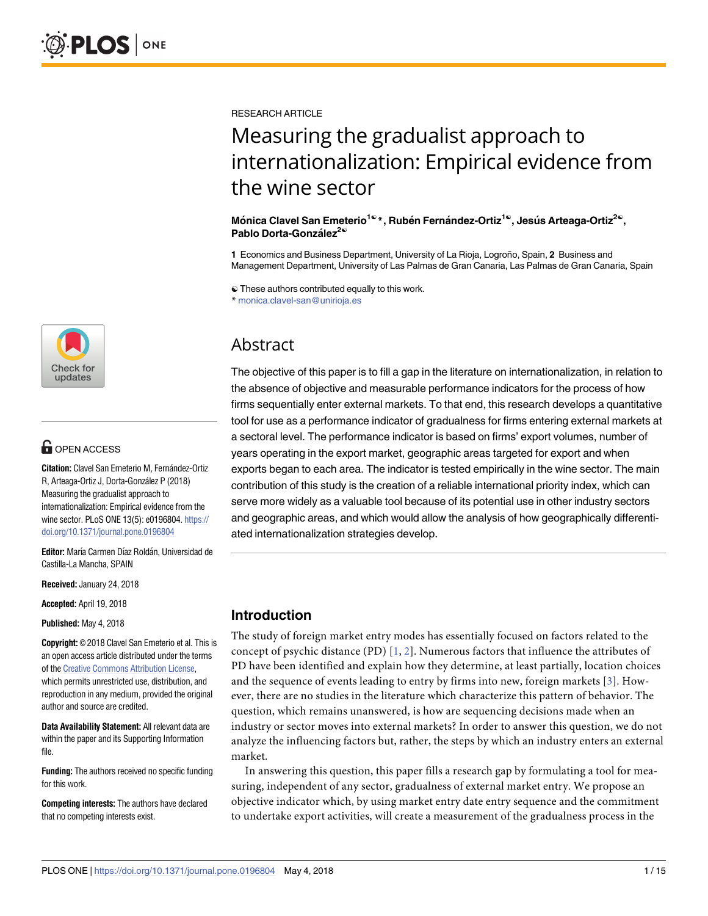RESEARCH ARTICLE

# Measuring the gradualist approach to internationalization: Empirical evidence from the wine sector

**Mónica Clavel San Emeterio[1☯]*, Rubén Fernández-Ortiz[1☯], Jesús Arteaga-Ortiz[2☯], Pablo Dorta-González[2☯]**

**1** Economics and Business Department, University of La Rioja, Logroño, Spain, **2** Business and Management Department, University of Las Palmas de Gran Canaria, Las Palmas de Gran Canaria, Spain

☯ These authors contributed equally to this work.
* monica.clavel-san@unirioja.es

OPEN ACCESS

**Citation:** Clavel San Emeterio M, Fernández-Ortiz R, Arteaga-Ortiz J, Dorta-González P (2018) Measuring the gradualist approach to internationalization: Empirical evidence from the wine sector. PLoS ONE 13(5): e0196804. https://doi.org/10.1371/journal.pone.0196804

**Editor:** María Carmen Díaz Roldán, Universidad de Castilla-La Mancha, SPAIN

**Received:** January 24, 2018

**Accepted:** April 19, 2018

**Published:** May 4, 2018

**Copyright:** © 2018 Clavel San Emeterio et al. This is an open access article distributed under the terms of the Creative Commons Attribution License, which permits unrestricted use, distribution, and reproduction in any medium, provided the original author and source are credited.

**Data Availability Statement:** All relevant data are within the paper and its Supporting Information file.

**Funding:** The authors received no specific funding for this work.

**Competing interests:** The authors have declared that no competing interests exist.

## Abstract

The objective of this paper is to fill a gap in the literature on internationalization, in relation to the absence of objective and measurable performance indicators for the process of how firms sequentially enter external markets. To that end, this research develops a quantitative tool for use as a performance indicator of gradualness for firms entering external markets at a sectoral level. The performance indicator is based on firms' export volumes, number of years operating in the export market, geographic areas targeted for export and when exports began to each area. The indicator is tested empirically in the wine sector. The main contribution of this study is the creation of a reliable international priority index, which can serve more widely as a valuable tool because of its potential use in other industry sectors and geographic areas, and which would allow the analysis of how geographically differentiated internationalization strategies develop.

## Introduction

The study of foreign market entry modes has essentially focused on factors related to the concept of psychic distance (PD) [1, 2]. Numerous factors that influence the attributes of PD have been identified and explain how they determine, at least partially, location choices and the sequence of events leading to entry by firms into new, foreign markets [3]. However, there are no studies in the literature which characterize this pattern of behavior. The question, which remains unanswered, is how are sequencing decisions made when an industry or sector moves into external markets? In order to answer this question, we do not analyze the influencing factors but, rather, the steps by which an industry enters an external market.

In answering this question, this paper fills a research gap by formulating a tool for measuring, independent of any sector, gradualness of external market entry. We propose an objective indicator which, by using market entry date entry sequence and the commitment to undertake export activities, will create a measurement of the gradualness process in the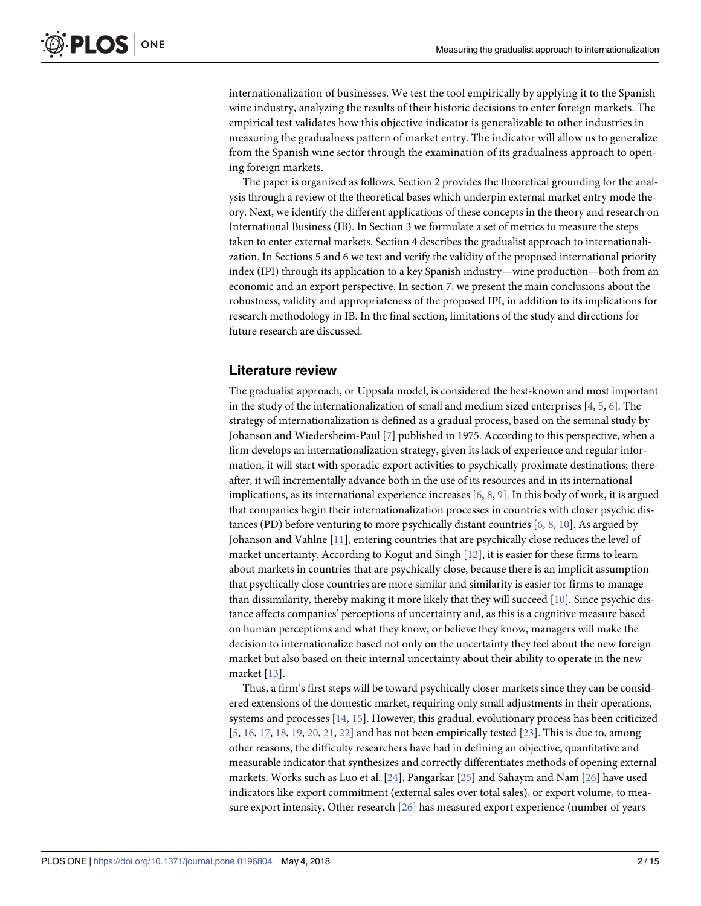internationalization of businesses. We test the tool empirically by applying it to the Spanish wine industry, analyzing the results of their historic decisions to enter foreign markets. The empirical test validates how this objective indicator is generalizable to other industries in measuring the gradualness pattern of market entry. The indicator will allow us to generalize from the Spanish wine sector through the examination of its gradualness approach to opening foreign markets.

The paper is organized as follows. Section 2 provides the theoretical grounding for the analysis through a review of the theoretical bases which underpin external market entry mode theory. Next, we identify the different applications of these concepts in the theory and research on International Business (IB). In Section 3 we formulate a set of metrics to measure the steps taken to enter external markets. Section 4 describes the gradualist approach to internationalization. In Sections 5 and 6 we test and verify the validity of the proposed international priority index (IPI) through its application to a key Spanish industry—wine production—both from an economic and an export perspective. In section 7, we present the main conclusions about the robustness, validity and appropriateness of the proposed IPI, in addition to its implications for research methodology in IB. In the final section, limitations of the study and directions for future research are discussed.

## Literature review

The gradualist approach, or Uppsala model, is considered the best-known and most important in the study of the internationalization of small and medium sized enterprises [4, 5, 6]. The strategy of internationalization is defined as a gradual process, based on the seminal study by Johanson and Wiedersheim-Paul [7] published in 1975. According to this perspective, when a firm develops an internationalization strategy, given its lack of experience and regular information, it will start with sporadic export activities to psychically proximate destinations; thereafter, it will incrementally advance both in the use of its resources and in its international implications, as its international experience increases [6, 8, 9]. In this body of work, it is argued that companies begin their internationalization processes in countries with closer psychic distances (PD) before venturing to more psychically distant countries [6, 8, 10]. As argued by Johanson and Vahlne [11], entering countries that are psychically close reduces the level of market uncertainty. According to Kogut and Singh [12], it is easier for these firms to learn about markets in countries that are psychically close, because there is an implicit assumption that psychically close countries are more similar and similarity is easier for firms to manage than dissimilarity, thereby making it more likely that they will succeed [10]. Since psychic distance affects companies' perceptions of uncertainty and, as this is a cognitive measure based on human perceptions and what they know, or believe they know, managers will make the decision to internationalize based not only on the uncertainty they feel about the new foreign market but also based on their internal uncertainty about their ability to operate in the new market [13].

Thus, a firm's first steps will be toward psychically closer markets since they can be considered extensions of the domestic market, requiring only small adjustments in their operations, systems and processes [14, 15]. However, this gradual, evolutionary process has been criticized [5, 16, 17, 18, 19, 20, 21, 22] and has not been empirically tested [23]. This is due to, among other reasons, the difficulty researchers have had in defining an objective, quantitative and measurable indicator that synthesizes and correctly differentiates methods of opening external markets. Works such as Luo et al. [24], Pangarkar [25] and Sahaym and Nam [26] have used indicators like export commitment (external sales over total sales), or export volume, to measure export intensity. Other research [26] has measured export experience (number of years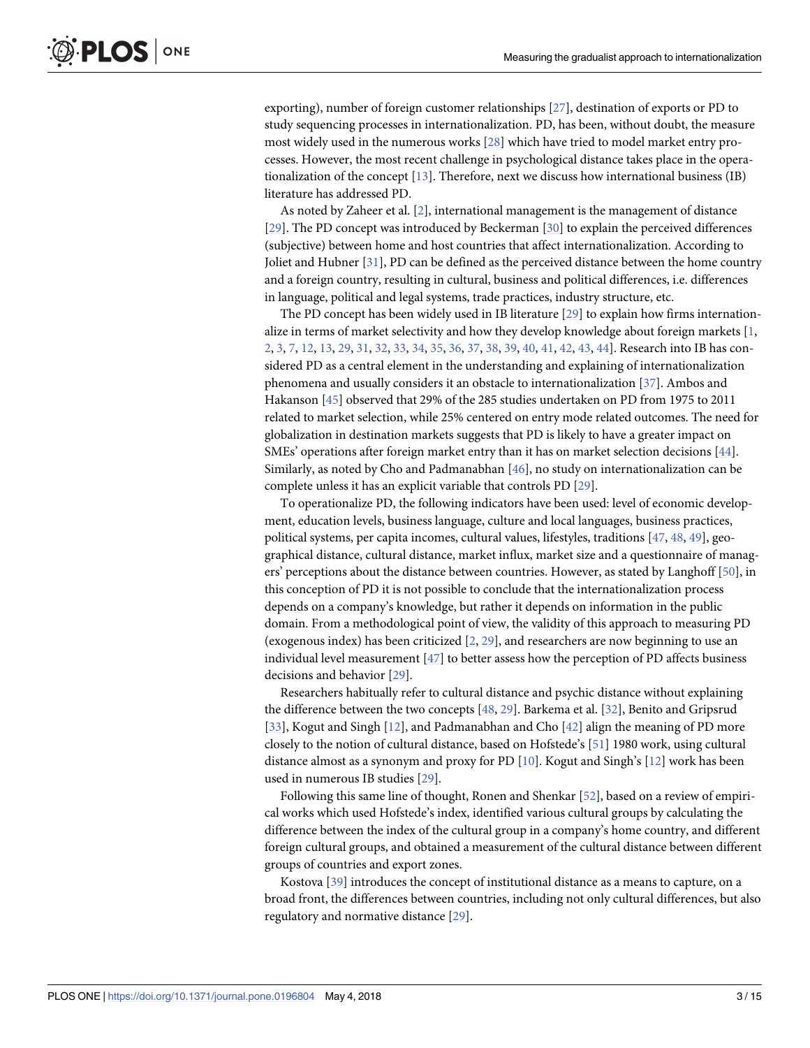exporting), number of foreign customer relationships [27], destination of exports or PD to study sequencing processes in internationalization. PD, has been, without doubt, the measure most widely used in the numerous works [28] which have tried to model market entry processes. However, the most recent challenge in psychological distance takes place in the operationalization of the concept [13]. Therefore, next we discuss how international business (IB) literature has addressed PD.

As noted by Zaheer et al. [2], international management is the management of distance [29]. The PD concept was introduced by Beckerman [30] to explain the perceived differences (subjective) between home and host countries that affect internationalization. According to Joliet and Hubner [31], PD can be defined as the perceived distance between the home country and a foreign country, resulting in cultural, business and political differences, i.e. differences in language, political and legal systems, trade practices, industry structure, etc.

The PD concept has been widely used in IB literature [29] to explain how firms internationalize in terms of market selectivity and how they develop knowledge about foreign markets [1, 2, 3, 7, 12, 13, 29, 31, 32, 33, 34, 35, 36, 37, 38, 39, 40, 41, 42, 43, 44]. Research into IB has considered PD as a central element in the understanding and explaining of internationalization phenomena and usually considers it an obstacle to internationalization [37]. Ambos and Hakanson [45] observed that 29% of the 285 studies undertaken on PD from 1975 to 2011 related to market selection, while 25% centered on entry mode related outcomes. The need for globalization in destination markets suggests that PD is likely to have a greater impact on SMEs' operations after foreign market entry than it has on market selection decisions [44]. Similarly, as noted by Cho and Padmanabhan [46], no study on internationalization can be complete unless it has an explicit variable that controls PD [29].

To operationalize PD, the following indicators have been used: level of economic development, education levels, business language, culture and local languages, business practices, political systems, per capita incomes, cultural values, lifestyles, traditions [47, 48, 49], geographical distance, cultural distance, market influx, market size and a questionnaire of managers' perceptions about the distance between countries. However, as stated by Langhoff [50], in this conception of PD it is not possible to conclude that the internationalization process depends on a company's knowledge, but rather it depends on information in the public domain. From a methodological point of view, the validity of this approach to measuring PD (exogenous index) has been criticized [2, 29], and researchers are now beginning to use an individual level measurement [47] to better assess how the perception of PD affects business decisions and behavior [29].

Researchers habitually refer to cultural distance and psychic distance without explaining the difference between the two concepts [48, 29]. Barkema et al. [32], Benito and Gripsrud [33], Kogut and Singh [12], and Padmanabhan and Cho [42] align the meaning of PD more closely to the notion of cultural distance, based on Hofstede's [51] 1980 work, using cultural distance almost as a synonym and proxy for PD [10]. Kogut and Singh's [12] work has been used in numerous IB studies [29].

Following this same line of thought, Ronen and Shenkar [52], based on a review of empirical works which used Hofstede's index, identified various cultural groups by calculating the difference between the index of the cultural group in a company's home country, and different foreign cultural groups, and obtained a measurement of the cultural distance between different groups of countries and export zones.

Kostova [39] introduces the concept of institutional distance as a means to capture, on a broad front, the differences between countries, including not only cultural differences, but also regulatory and normative distance [29].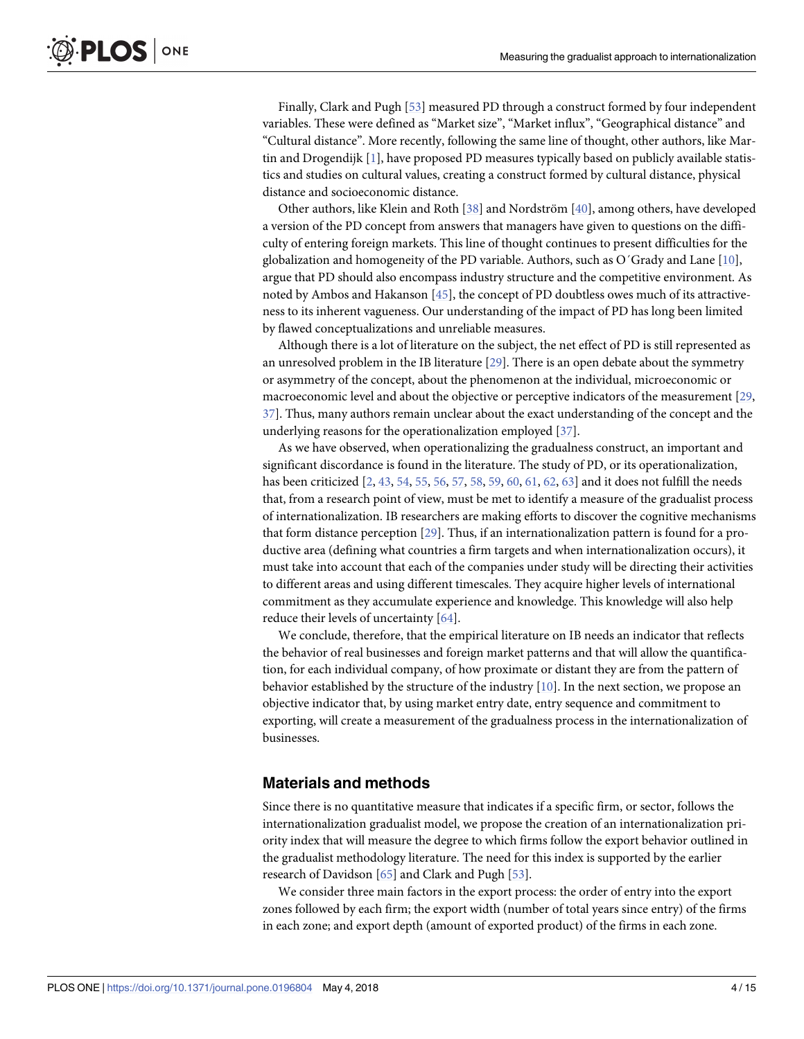Finally, Clark and Pugh [53] measured PD through a construct formed by four independent variables. These were defined as "Market size", "Market influx", "Geographical distance" and "Cultural distance". More recently, following the same line of thought, other authors, like Martin and Drogendijk [1], have proposed PD measures typically based on publicly available statistics and studies on cultural values, creating a construct formed by cultural distance, physical distance and socioeconomic distance.

Other authors, like Klein and Roth [38] and Nordström [40], among others, have developed a version of the PD concept from answers that managers have given to questions on the difficulty of entering foreign markets. This line of thought continues to present difficulties for the globalization and homogeneity of the PD variable. Authors, such as O´Grady and Lane [10], argue that PD should also encompass industry structure and the competitive environment. As noted by Ambos and Hakanson [45], the concept of PD doubtless owes much of its attractiveness to its inherent vagueness. Our understanding of the impact of PD has long been limited by flawed conceptualizations and unreliable measures.

Although there is a lot of literature on the subject, the net effect of PD is still represented as an unresolved problem in the IB literature [29]. There is an open debate about the symmetry or asymmetry of the concept, about the phenomenon at the individual, microeconomic or macroeconomic level and about the objective or perceptive indicators of the measurement [29, 37]. Thus, many authors remain unclear about the exact understanding of the concept and the underlying reasons for the operationalization employed [37].

As we have observed, when operationalizing the gradualness construct, an important and significant discordance is found in the literature. The study of PD, or its operationalization, has been criticized [2, 43, 54, 55, 56, 57, 58, 59, 60, 61, 62, 63] and it does not fulfill the needs that, from a research point of view, must be met to identify a measure of the gradualist process of internationalization. IB researchers are making efforts to discover the cognitive mechanisms that form distance perception [29]. Thus, if an internationalization pattern is found for a productive area (defining what countries a firm targets and when internationalization occurs), it must take into account that each of the companies under study will be directing their activities to different areas and using different timescales. They acquire higher levels of international commitment as they accumulate experience and knowledge. This knowledge will also help reduce their levels of uncertainty [64].

We conclude, therefore, that the empirical literature on IB needs an indicator that reflects the behavior of real businesses and foreign market patterns and that will allow the quantification, for each individual company, of how proximate or distant they are from the pattern of behavior established by the structure of the industry [10]. In the next section, we propose an objective indicator that, by using market entry date, entry sequence and commitment to exporting, will create a measurement of the gradualness process in the internationalization of businesses.

## Materials and methods

Since there is no quantitative measure that indicates if a specific firm, or sector, follows the internationalization gradualist model, we propose the creation of an internationalization priority index that will measure the degree to which firms follow the export behavior outlined in the gradualist methodology literature. The need for this index is supported by the earlier research of Davidson [65] and Clark and Pugh [53].

We consider three main factors in the export process: the order of entry into the export zones followed by each firm; the export width (number of total years since entry) of the firms in each zone; and export depth (amount of exported product) of the firms in each zone.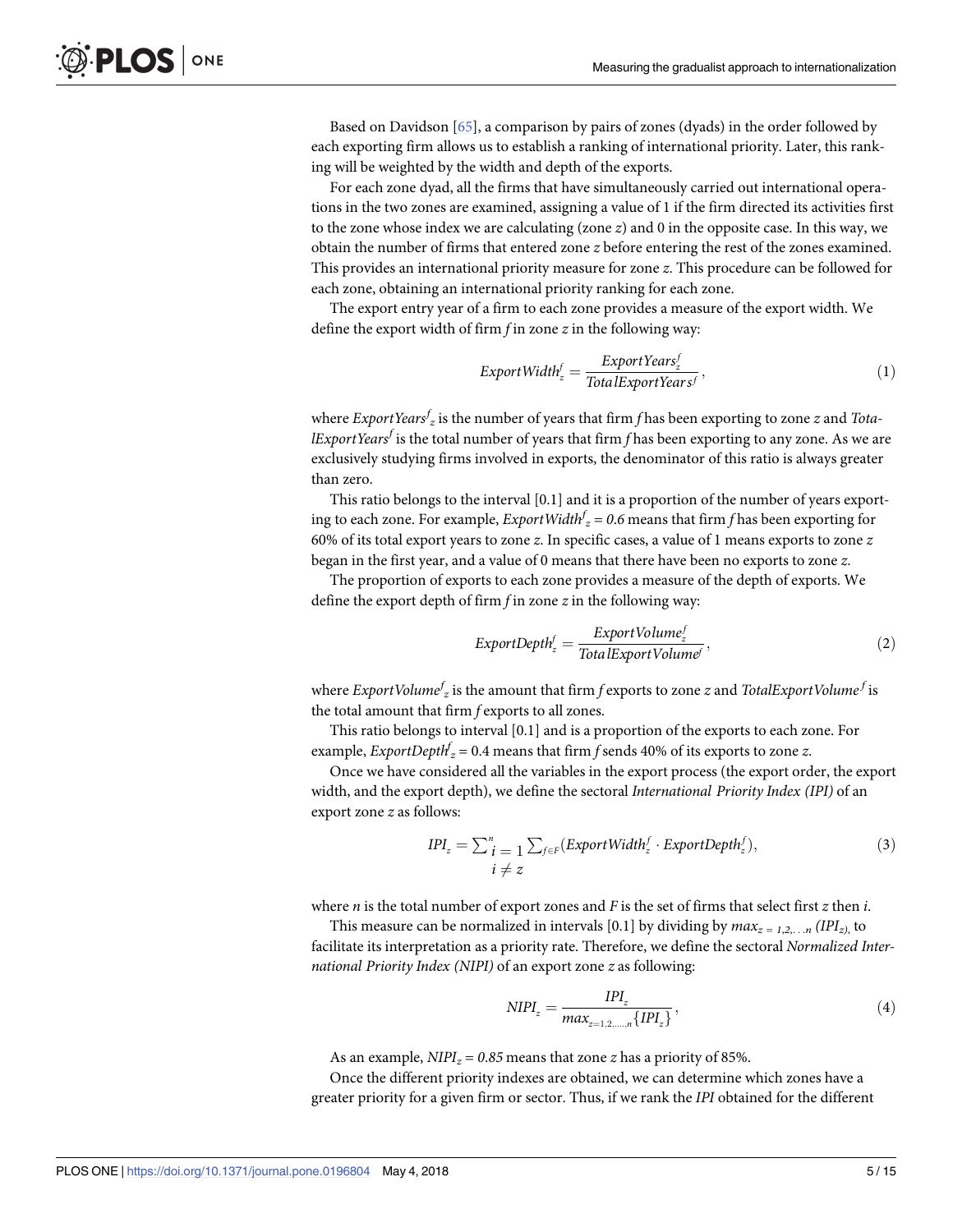Based on Davidson [65], a comparison by pairs of zones (dyads) in the order followed by each exporting firm allows us to establish a ranking of international priority. Later, this ranking will be weighted by the width and depth of the exports.

For each zone dyad, all the firms that have simultaneously carried out international operations in the two zones are examined, assigning a value of 1 if the firm directed its activities first to the zone whose index we are calculating (zone $z$) and 0 in the opposite case. In this way, we obtain the number of firms that entered zone $z$ before entering the rest of the zones examined. This provides an international priority measure for zone $z$. This procedure can be followed for each zone, obtaining an international priority ranking for each zone.

The export entry year of a firm to each zone provides a measure of the export width. We define the export width of firm $f$ in zone $z$ in the following way:

$$ExportWidth_z^f = \frac{ExportYears_z^f}{TotalExportYears^f}, \tag{1}$$

where $ExportYears^f_z$ is the number of years that firm $f$ has been exporting to zone $z$ and $TotalExportYears^f$ is the total number of years that firm $f$ has been exporting to any zone. As we are exclusively studying firms involved in exports, the denominator of this ratio is always greater than zero.

This ratio belongs to the interval [0.1] and it is a proportion of the number of years exporting to each zone. For example, $ExportWidth^f_z = 0.6$ means that firm $f$ has been exporting for 60% of its total export years to zone $z$. In specific cases, a value of 1 means exports to zone $z$ began in the first year, and a value of 0 means that there have been no exports to zone $z$.

The proportion of exports to each zone provides a measure of the depth of exports. We define the export depth of firm $f$ in zone $z$ in the following way:

$$ExportDepth_z^f = \frac{ExportVolume_z^f}{TotalExportVolume^f}, \tag{2}$$

where $ExportVolume^f_z$ is the amount that firm $f$ exports to zone $z$ and $TotalExportVolume^f$ is the total amount that firm $f$ exports to all zones.

This ratio belongs to interval [0.1] and is a proportion of the exports to each zone. For example, $ExportDepth^f_z = 0.4$ means that firm $f$ sends 40% of its exports to zone $z$.

Once we have considered all the variables in the export process (the export order, the export width, and the export depth), we define the sectoral *International Priority Index (IPI)* of an export zone $z$ as follows:

$$IPI_z = \sum_{\substack{i=1 \\ i \neq z}}^{n} \sum_{f \in F} \left(ExportWidth_z^f \cdot ExportDepth_z^f\right), \tag{3}$$

where $n$ is the total number of export zones and $F$ is the set of firms that select first $z$ then $i$.

This measure can be normalized in intervals [0.1] by dividing by $max_{z=1,2,\ldots n}(IPI_z)$, to facilitate its interpretation as a priority rate. Therefore, we define the sectoral *Normalized International Priority Index (NIPI)* of an export zone $z$ as following:

$$NIPI_z = \frac{IPI_z}{max_{z=1,2,\ldots,n}\{IPI_z\}}, \tag{4}$$

As an example, $NIPI_z = 0.85$ means that zone $z$ has a priority of 85%.

Once the different priority indexes are obtained, we can determine which zones have a greater priority for a given firm or sector. Thus, if we rank the *IPI* obtained for the different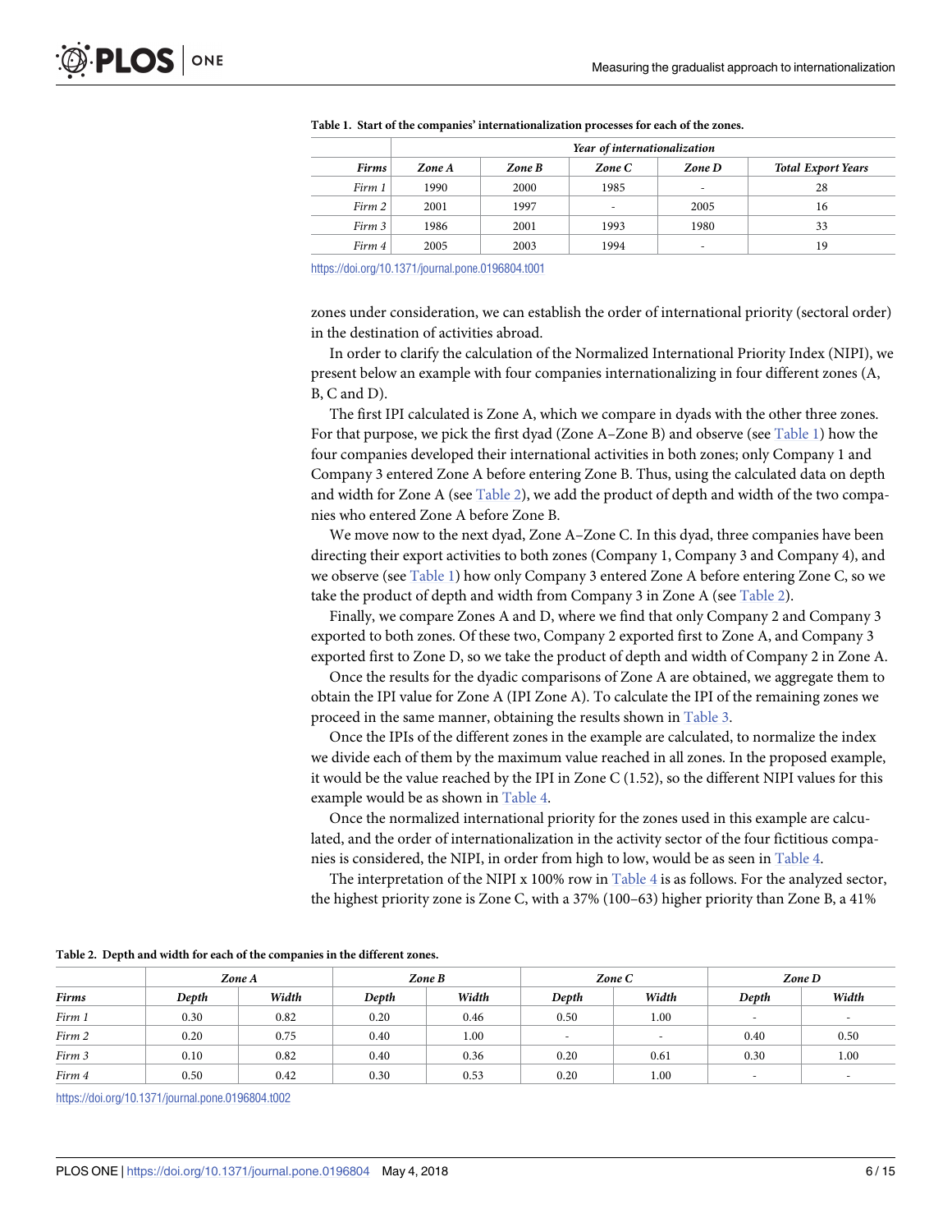**Table 1. Start of the companies' internationalization processes for each of the zones.**

| | *Year of internationalization* | | | | |
|---|---|---|---|---|---|
| ***Firms*** | ***Zone A*** | ***Zone B*** | ***Zone C*** | ***Zone D*** | ***Total Export Years*** |
| *Firm 1* | 1990 | 2000 | 1985 | - | 28 |
| *Firm 2* | 2001 | 1997 | - | 2005 | 16 |
| *Firm 3* | 1986 | 2001 | 1993 | 1980 | 33 |
| *Firm 4* | 2005 | 2003 | 1994 | - | 19 |

https://doi.org/10.1371/journal.pone.0196804.t001

zones under consideration, we can establish the order of international priority (sectoral order) in the destination of activities abroad.

In order to clarify the calculation of the Normalized International Priority Index (NIPI), we present below an example with four companies internationalizing in four different zones (A, B, C and D).

The first IPI calculated is Zone A, which we compare in dyads with the other three zones. For that purpose, we pick the first dyad (Zone A–Zone B) and observe (see Table 1) how the four companies developed their international activities in both zones; only Company 1 and Company 3 entered Zone A before entering Zone B. Thus, using the calculated data on depth and width for Zone A (see Table 2), we add the product of depth and width of the two companies who entered Zone A before Zone B.

We move now to the next dyad, Zone A–Zone C. In this dyad, three companies have been directing their export activities to both zones (Company 1, Company 3 and Company 4), and we observe (see Table 1) how only Company 3 entered Zone A before entering Zone C, so we take the product of depth and width from Company 3 in Zone A (see Table 2).

Finally, we compare Zones A and D, where we find that only Company 2 and Company 3 exported to both zones. Of these two, Company 2 exported first to Zone A, and Company 3 exported first to Zone D, so we take the product of depth and width of Company 2 in Zone A.

Once the results for the dyadic comparisons of Zone A are obtained, we aggregate them to obtain the IPI value for Zone A (IPI Zone A). To calculate the IPI of the remaining zones we proceed in the same manner, obtaining the results shown in Table 3.

Once the IPIs of the different zones in the example are calculated, to normalize the index we divide each of them by the maximum value reached in all zones. In the proposed example, it would be the value reached by the IPI in Zone C (1.52), so the different NIPI values for this example would be as shown in Table 4.

Once the normalized international priority for the zones used in this example are calculated, and the order of internationalization in the activity sector of the four fictitious companies is considered, the NIPI, in order from high to low, would be as seen in Table 4.

The interpretation of the NIPI x 100% row in Table 4 is as follows. For the analyzed sector, the highest priority zone is Zone C, with a 37% (100–63) higher priority than Zone B, a 41%

**Table 2. Depth and width for each of the companies in the different zones.**

| | *Zone A* | | *Zone B* | | *Zone C* | | *Zone D* | |
|---|---|---|---|---|---|---|---|---|
| ***Firms*** | ***Depth*** | ***Width*** | ***Depth*** | ***Width*** | ***Depth*** | ***Width*** | ***Depth*** | ***Width*** |
| *Firm 1* | 0.30 | 0.82 | 0.20 | 0.46 | 0.50 | 1.00 | - | - |
| *Firm 2* | 0.20 | 0.75 | 0.40 | 1.00 | - | - | 0.40 | 0.50 |
| *Firm 3* | 0.10 | 0.82 | 0.40 | 0.36 | 0.20 | 0.61 | 0.30 | 1.00 |
| *Firm 4* | 0.50 | 0.42 | 0.30 | 0.53 | 0.20 | 1.00 | - | - |

https://doi.org/10.1371/journal.pone.0196804.t002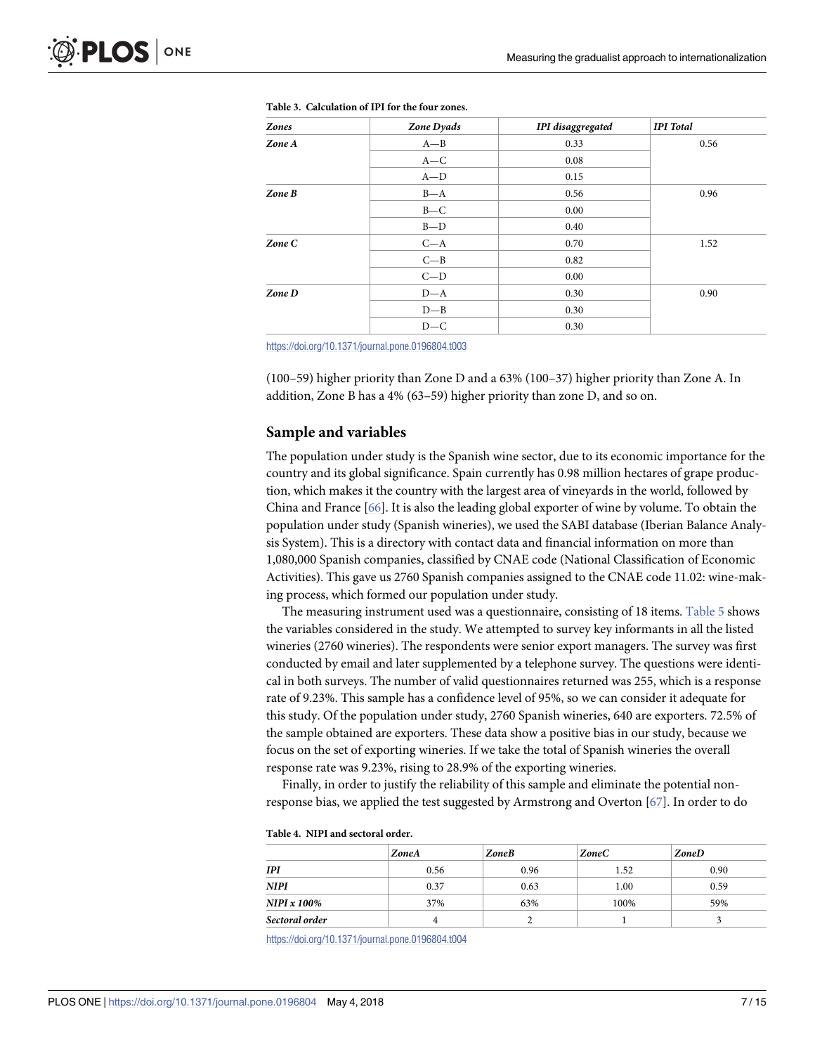**Table 3. Calculation of IPI for the four zones.**

| *Zones* | *Zone Dyads* | *IPI disaggregated* | *IPI Total* |
|---|---|---|---|
| *Zone A* | A—B | 0.33 | 0.56 |
| | A—C | 0.08 | |
| | A—D | 0.15 | |
| *Zone B* | B—A | 0.56 | 0.96 |
| | B—C | 0.00 | |
| | B—D | 0.40 | |
| *Zone C* | C—A | 0.70 | 1.52 |
| | C—B | 0.82 | |
| | C—D | 0.00 | |
| *Zone D* | D—A | 0.30 | 0.90 |
| | D—B | 0.30 | |
| | D—C | 0.30 | |

https://doi.org/10.1371/journal.pone.0196804.t003

(100–59) higher priority than Zone D and a 63% (100–37) higher priority than Zone A. In addition, Zone B has a 4% (63–59) higher priority than zone D, and so on.

## Sample and variables

The population under study is the Spanish wine sector, due to its economic importance for the country and its global significance. Spain currently has 0.98 million hectares of grape production, which makes it the country with the largest area of vineyards in the world, followed by China and France [66]. It is also the leading global exporter of wine by volume. To obtain the population under study (Spanish wineries), we used the SABI database (Iberian Balance Analysis System). This is a directory with contact data and financial information on more than 1,080,000 Spanish companies, classified by CNAE code (National Classification of Economic Activities). This gave us 2760 Spanish companies assigned to the CNAE code 11.02: wine-making process, which formed our population under study.

The measuring instrument used was a questionnaire, consisting of 18 items. Table 5 shows the variables considered in the study. We attempted to survey key informants in all the listed wineries (2760 wineries). The respondents were senior export managers. The survey was first conducted by email and later supplemented by a telephone survey. The questions were identical in both surveys. The number of valid questionnaires returned was 255, which is a response rate of 9.23%. This sample has a confidence level of 95%, so we can consider it adequate for this study. Of the population under study, 2760 Spanish wineries, 640 are exporters. 72.5% of the sample obtained are exporters. These data show a positive bias in our study, because we focus on the set of exporting wineries. If we take the total of Spanish wineries the overall response rate was 9.23%, rising to 28.9% of the exporting wineries.

Finally, in order to justify the reliability of this sample and eliminate the potential non-response bias, we applied the test suggested by Armstrong and Overton [67]. In order to do

**Table 4. NIPI and sectoral order.**

| | *ZoneA* | *ZoneB* | *ZoneC* | *ZoneD* |
|---|---|---|---|---|
| *IPI* | 0.56 | 0.96 | 1.52 | 0.90 |
| *NIPI* | 0.37 | 0.63 | 1.00 | 0.59 |
| *NIPI x 100%* | 37% | 63% | 100% | 59% |
| *Sectoral order* | 4 | 2 | 1 | 3 |

https://doi.org/10.1371/journal.pone.0196804.t004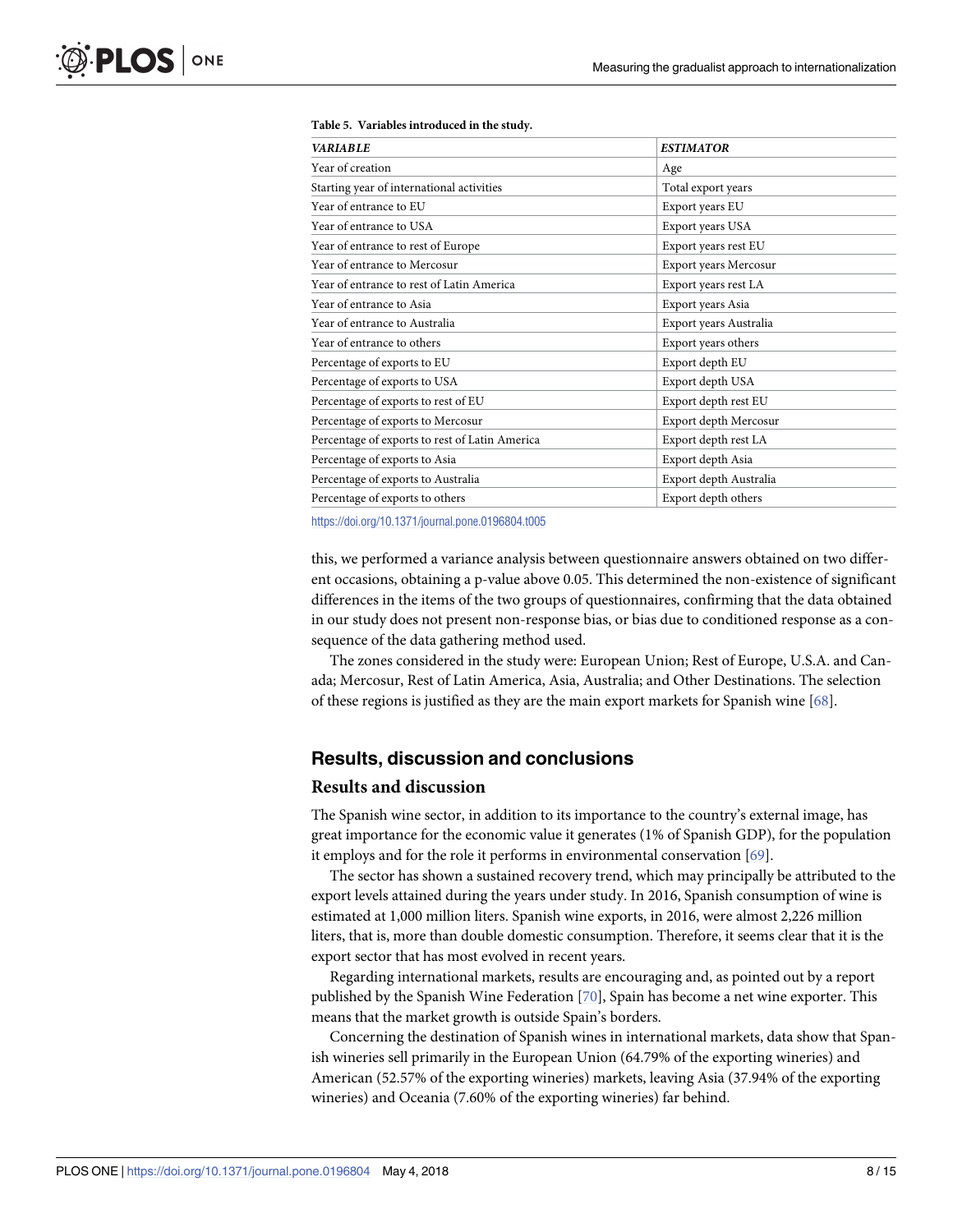Table 5. Variables introduced in the study.

| *VARIABLE* | *ESTIMATOR* |
|---|---|
| Year of creation | Age |
| Starting year of international activities | Total export years |
| Year of entrance to EU | Export years EU |
| Year of entrance to USA | Export years USA |
| Year of entrance to rest of Europe | Export years rest EU |
| Year of entrance to Mercosur | Export years Mercosur |
| Year of entrance to rest of Latin America | Export years rest LA |
| Year of entrance to Asia | Export years Asia |
| Year of entrance to Australia | Export years Australia |
| Year of entrance to others | Export years others |
| Percentage of exports to EU | Export depth EU |
| Percentage of exports to USA | Export depth USA |
| Percentage of exports to rest of EU | Export depth rest EU |
| Percentage of exports to Mercosur | Export depth Mercosur |
| Percentage of exports to rest of Latin America | Export depth rest LA |
| Percentage of exports to Asia | Export depth Asia |
| Percentage of exports to Australia | Export depth Australia |
| Percentage of exports to others | Export depth others |

https://doi.org/10.1371/journal.pone.0196804.t005

this, we performed a variance analysis between questionnaire answers obtained on two different occasions, obtaining a p-value above 0.05. This determined the non-existence of significant differences in the items of the two groups of questionnaires, confirming that the data obtained in our study does not present non-response bias, or bias due to conditioned response as a consequence of the data gathering method used.

The zones considered in the study were: European Union; Rest of Europe, U.S.A. and Canada; Mercosur, Rest of Latin America, Asia, Australia; and Other Destinations. The selection of these regions is justified as they are the main export markets for Spanish wine [68].

## Results, discussion and conclusions

### Results and discussion

The Spanish wine sector, in addition to its importance to the country's external image, has great importance for the economic value it generates (1% of Spanish GDP), for the population it employs and for the role it performs in environmental conservation [69].

The sector has shown a sustained recovery trend, which may principally be attributed to the export levels attained during the years under study. In 2016, Spanish consumption of wine is estimated at 1,000 million liters. Spanish wine exports, in 2016, were almost 2,226 million liters, that is, more than double domestic consumption. Therefore, it seems clear that it is the export sector that has most evolved in recent years.

Regarding international markets, results are encouraging and, as pointed out by a report published by the Spanish Wine Federation [70], Spain has become a net wine exporter. This means that the market growth is outside Spain's borders.

Concerning the destination of Spanish wines in international markets, data show that Spanish wineries sell primarily in the European Union (64.79% of the exporting wineries) and American (52.57% of the exporting wineries) markets, leaving Asia (37.94% of the exporting wineries) and Oceania (7.60% of the exporting wineries) far behind.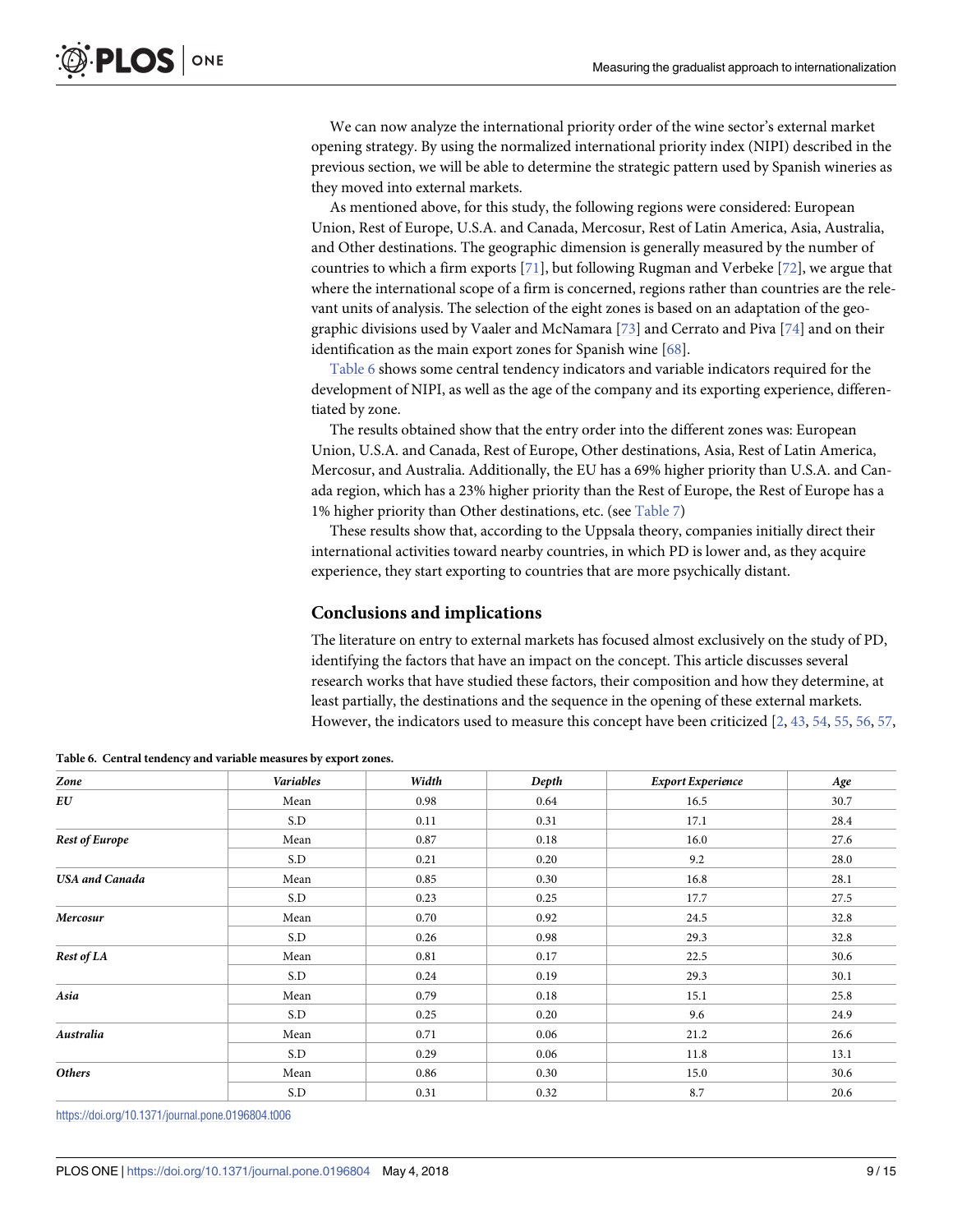We can now analyze the international priority order of the wine sector's external market opening strategy. By using the normalized international priority index (NIPI) described in the previous section, we will be able to determine the strategic pattern used by Spanish wineries as they moved into external markets.

As mentioned above, for this study, the following regions were considered: European Union, Rest of Europe, U.S.A. and Canada, Mercosur, Rest of Latin America, Asia, Australia, and Other destinations. The geographic dimension is generally measured by the number of countries to which a firm exports [71], but following Rugman and Verbeke [72], we argue that where the international scope of a firm is concerned, regions rather than countries are the relevant units of analysis. The selection of the eight zones is based on an adaptation of the geographic divisions used by Vaaler and McNamara [73] and Cerrato and Piva [74] and on their identification as the main export zones for Spanish wine [68].

Table 6 shows some central tendency indicators and variable indicators required for the development of NIPI, as well as the age of the company and its exporting experience, differentiated by zone.

The results obtained show that the entry order into the different zones was: European Union, U.S.A. and Canada, Rest of Europe, Other destinations, Asia, Rest of Latin America, Mercosur, and Australia. Additionally, the EU has a 69% higher priority than U.S.A. and Canada region, which has a 23% higher priority than the Rest of Europe, the Rest of Europe has a 1% higher priority than Other destinations, etc. (see Table 7)

These results show that, according to the Uppsala theory, companies initially direct their international activities toward nearby countries, in which PD is lower and, as they acquire experience, they start exporting to countries that are more psychically distant.

## Conclusions and implications

The literature on entry to external markets has focused almost exclusively on the study of PD, identifying the factors that have an impact on the concept. This article discusses several research works that have studied these factors, their composition and how they determine, at least partially, the destinations and the sequence in the opening of these external markets. However, the indicators used to measure this concept have been criticized [2, 43, 54, 55, 56, 57,

**Table 6. Central tendency and variable measures by export zones.**

| *Zone* | *Variables* | *Width* | *Depth* | *Export Experience* | *Age* |
|---|---|---|---|---|---|
| ***EU*** | Mean | 0.98 | 0.64 | 16.5 | 30.7 |
| | S.D | 0.11 | 0.31 | 17.1 | 28.4 |
| ***Rest of Europe*** | Mean | 0.87 | 0.18 | 16.0 | 27.6 |
| | S.D | 0.21 | 0.20 | 9.2 | 28.0 |
| ***USA and Canada*** | Mean | 0.85 | 0.30 | 16.8 | 28.1 |
| | S.D | 0.23 | 0.25 | 17.7 | 27.5 |
| ***Mercosur*** | Mean | 0.70 | 0.92 | 24.5 | 32.8 |
| | S.D | 0.26 | 0.98 | 29.3 | 32.8 |
| ***Rest of LA*** | Mean | 0.81 | 0.17 | 22.5 | 30.6 |
| | S.D | 0.24 | 0.19 | 29.3 | 30.1 |
| ***Asia*** | Mean | 0.79 | 0.18 | 15.1 | 25.8 |
| | S.D | 0.25 | 0.20 | 9.6 | 24.9 |
| ***Australia*** | Mean | 0.71 | 0.06 | 21.2 | 26.6 |
| | S.D | 0.29 | 0.06 | 11.8 | 13.1 |
| ***Others*** | Mean | 0.86 | 0.30 | 15.0 | 30.6 |
| | S.D | 0.31 | 0.32 | 8.7 | 20.6 |

https://doi.org/10.1371/journal.pone.0196804.t006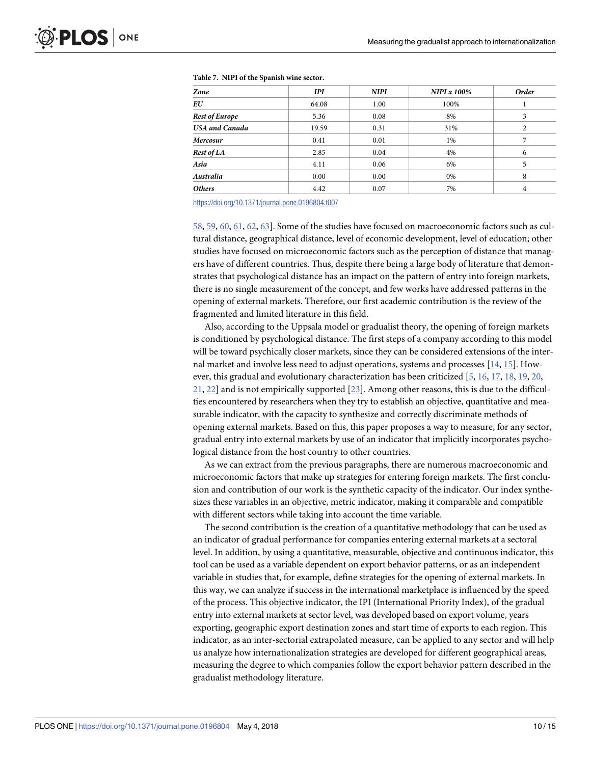**Table 7. NIPI of the Spanish wine sector.**

| *Zone* | *IPI* | *NIPI* | *NIPI x 100%* | *Order* |
|---|---|---|---|---|
| ***EU*** | 64.08 | 1.00 | 100% | 1 |
| ***Rest of Europe*** | 5.36 | 0.08 | 8% | 3 |
| ***USA and Canada*** | 19.59 | 0.31 | 31% | 2 |
| ***Mercosur*** | 0.41 | 0.01 | 1% | 7 |
| ***Rest of LA*** | 2.85 | 0.04 | 4% | 6 |
| ***Asia*** | 4.11 | 0.06 | 6% | 5 |
| ***Australia*** | 0.00 | 0.00 | 0% | 8 |
| ***Others*** | 4.42 | 0.07 | 7% | 4 |

https://doi.org/10.1371/journal.pone.0196804.t007

58, 59, 60, 61, 62, 63]. Some of the studies have focused on macroeconomic factors such as cultural distance, geographical distance, level of economic development, level of education; other studies have focused on microeconomic factors such as the perception of distance that managers have of different countries. Thus, despite there being a large body of literature that demonstrates that psychological distance has an impact on the pattern of entry into foreign markets, there is no single measurement of the concept, and few works have addressed patterns in the opening of external markets. Therefore, our first academic contribution is the review of the fragmented and limited literature in this field.

Also, according to the Uppsala model or gradualist theory, the opening of foreign markets is conditioned by psychological distance. The first steps of a company according to this model will be toward psychically closer markets, since they can be considered extensions of the internal market and involve less need to adjust operations, systems and processes [14, 15]. However, this gradual and evolutionary characterization has been criticized [5, 16, 17, 18, 19, 20, 21, 22] and is not empirically supported [23]. Among other reasons, this is due to the difficulties encountered by researchers when they try to establish an objective, quantitative and measurable indicator, with the capacity to synthesize and correctly discriminate methods of opening external markets. Based on this, this paper proposes a way to measure, for any sector, gradual entry into external markets by use of an indicator that implicitly incorporates psychological distance from the host country to other countries.

As we can extract from the previous paragraphs, there are numerous macroeconomic and microeconomic factors that make up strategies for entering foreign markets. The first conclusion and contribution of our work is the synthetic capacity of the indicator. Our index synthesizes these variables in an objective, metric indicator, making it comparable and compatible with different sectors while taking into account the time variable.

The second contribution is the creation of a quantitative methodology that can be used as an indicator of gradual performance for companies entering external markets at a sectoral level. In addition, by using a quantitative, measurable, objective and continuous indicator, this tool can be used as a variable dependent on export behavior patterns, or as an independent variable in studies that, for example, define strategies for the opening of external markets. In this way, we can analyze if success in the international marketplace is influenced by the speed of the process. This objective indicator, the IPI (International Priority Index), of the gradual entry into external markets at sector level, was developed based on export volume, years exporting, geographic export destination zones and start time of exports to each region. This indicator, as an inter-sectorial extrapolated measure, can be applied to any sector and will help us analyze how internationalization strategies are developed for different geographical areas, measuring the degree to which companies follow the export behavior pattern described in the gradualist methodology literature.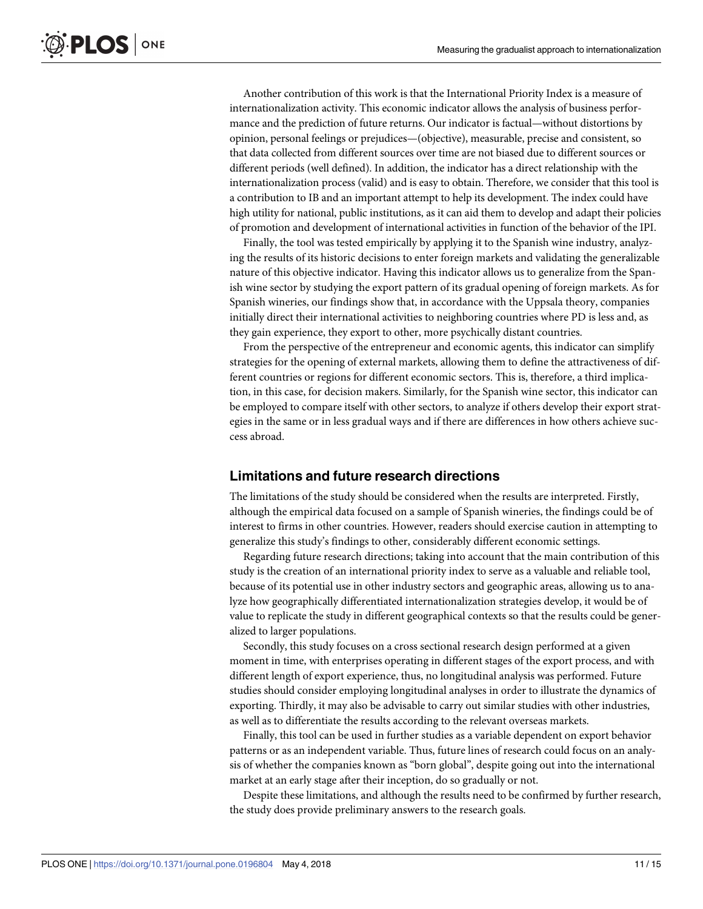Another contribution of this work is that the International Priority Index is a measure of internationalization activity. This economic indicator allows the analysis of business performance and the prediction of future returns. Our indicator is factual—without distortions by opinion, personal feelings or prejudices—(objective), measurable, precise and consistent, so that data collected from different sources over time are not biased due to different sources or different periods (well defined). In addition, the indicator has a direct relationship with the internationalization process (valid) and is easy to obtain. Therefore, we consider that this tool is a contribution to IB and an important attempt to help its development. The index could have high utility for national, public institutions, as it can aid them to develop and adapt their policies of promotion and development of international activities in function of the behavior of the IPI.

Finally, the tool was tested empirically by applying it to the Spanish wine industry, analyzing the results of its historic decisions to enter foreign markets and validating the generalizable nature of this objective indicator. Having this indicator allows us to generalize from the Spanish wine sector by studying the export pattern of its gradual opening of foreign markets. As for Spanish wineries, our findings show that, in accordance with the Uppsala theory, companies initially direct their international activities to neighboring countries where PD is less and, as they gain experience, they export to other, more psychically distant countries.

From the perspective of the entrepreneur and economic agents, this indicator can simplify strategies for the opening of external markets, allowing them to define the attractiveness of different countries or regions for different economic sectors. This is, therefore, a third implication, in this case, for decision makers. Similarly, for the Spanish wine sector, this indicator can be employed to compare itself with other sectors, to analyze if others develop their export strategies in the same or in less gradual ways and if there are differences in how others achieve success abroad.

## Limitations and future research directions

The limitations of the study should be considered when the results are interpreted. Firstly, although the empirical data focused on a sample of Spanish wineries, the findings could be of interest to firms in other countries. However, readers should exercise caution in attempting to generalize this study's findings to other, considerably different economic settings.

Regarding future research directions; taking into account that the main contribution of this study is the creation of an international priority index to serve as a valuable and reliable tool, because of its potential use in other industry sectors and geographic areas, allowing us to analyze how geographically differentiated internationalization strategies develop, it would be of value to replicate the study in different geographical contexts so that the results could be generalized to larger populations.

Secondly, this study focuses on a cross sectional research design performed at a given moment in time, with enterprises operating in different stages of the export process, and with different length of export experience, thus, no longitudinal analysis was performed. Future studies should consider employing longitudinal analyses in order to illustrate the dynamics of exporting. Thirdly, it may also be advisable to carry out similar studies with other industries, as well as to differentiate the results according to the relevant overseas markets.

Finally, this tool can be used in further studies as a variable dependent on export behavior patterns or as an independent variable. Thus, future lines of research could focus on an analysis of whether the companies known as "born global", despite going out into the international market at an early stage after their inception, do so gradually or not.

Despite these limitations, and although the results need to be confirmed by further research, the study does provide preliminary answers to the research goals.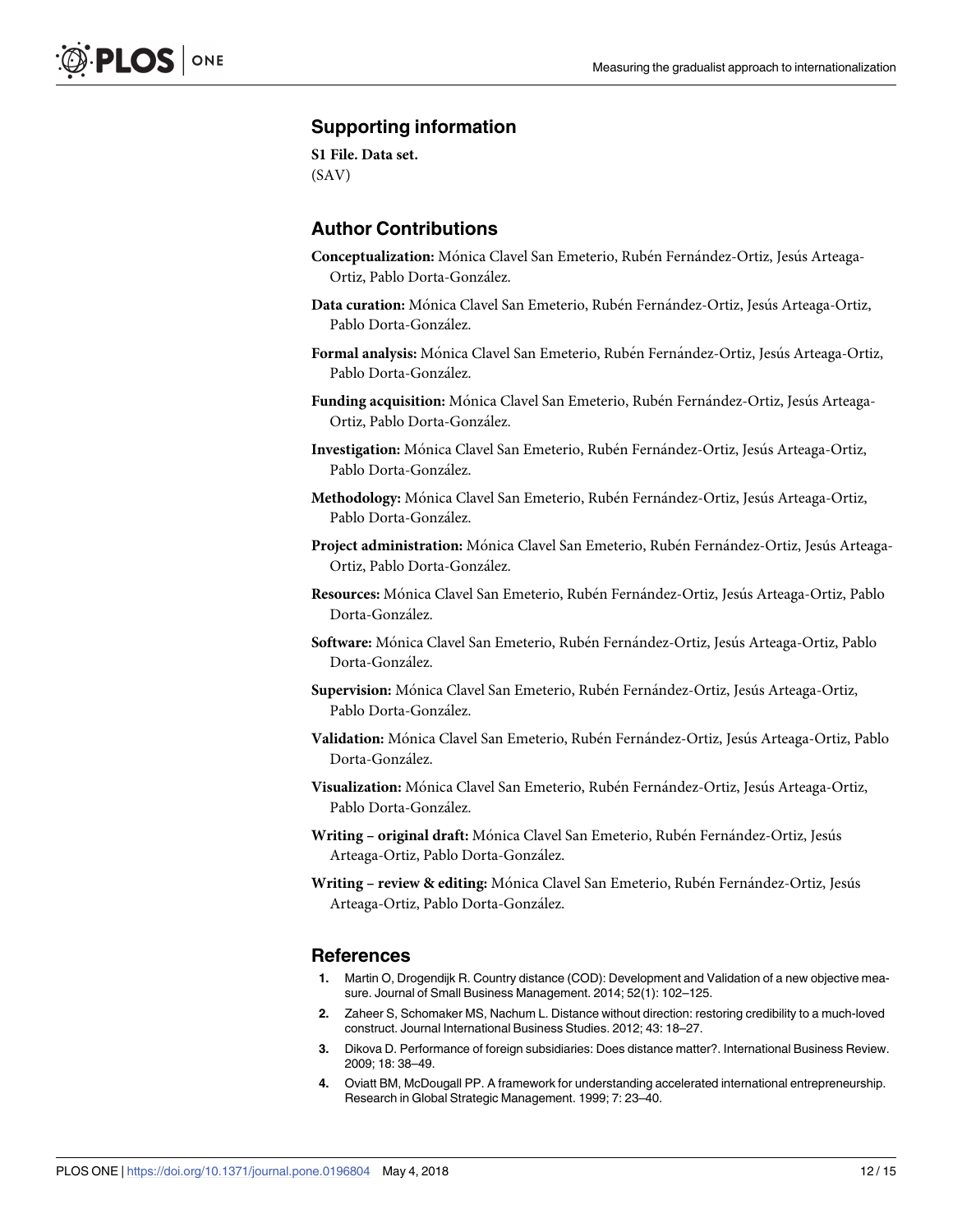## Supporting information

**S1 File. Data set.**
(SAV)

## Author Contributions

**Conceptualization:** Mónica Clavel San Emeterio, Rubén Fernández-Ortiz, Jesús Arteaga-Ortiz, Pablo Dorta-González.

**Data curation:** Mónica Clavel San Emeterio, Rubén Fernández-Ortiz, Jesús Arteaga-Ortiz, Pablo Dorta-González.

**Formal analysis:** Mónica Clavel San Emeterio, Rubén Fernández-Ortiz, Jesús Arteaga-Ortiz, Pablo Dorta-González.

**Funding acquisition:** Mónica Clavel San Emeterio, Rubén Fernández-Ortiz, Jesús Arteaga-Ortiz, Pablo Dorta-González.

**Investigation:** Mónica Clavel San Emeterio, Rubén Fernández-Ortiz, Jesús Arteaga-Ortiz, Pablo Dorta-González.

**Methodology:** Mónica Clavel San Emeterio, Rubén Fernández-Ortiz, Jesús Arteaga-Ortiz, Pablo Dorta-González.

**Project administration:** Mónica Clavel San Emeterio, Rubén Fernández-Ortiz, Jesús Arteaga-Ortiz, Pablo Dorta-González.

**Resources:** Mónica Clavel San Emeterio, Rubén Fernández-Ortiz, Jesús Arteaga-Ortiz, Pablo Dorta-González.

**Software:** Mónica Clavel San Emeterio, Rubén Fernández-Ortiz, Jesús Arteaga-Ortiz, Pablo Dorta-González.

**Supervision:** Mónica Clavel San Emeterio, Rubén Fernández-Ortiz, Jesús Arteaga-Ortiz, Pablo Dorta-González.

**Validation:** Mónica Clavel San Emeterio, Rubén Fernández-Ortiz, Jesús Arteaga-Ortiz, Pablo Dorta-González.

**Visualization:** Mónica Clavel San Emeterio, Rubén Fernández-Ortiz, Jesús Arteaga-Ortiz, Pablo Dorta-González.

**Writing – original draft:** Mónica Clavel San Emeterio, Rubén Fernández-Ortiz, Jesús Arteaga-Ortiz, Pablo Dorta-González.

**Writing – review & editing:** Mónica Clavel San Emeterio, Rubén Fernández-Ortiz, Jesús Arteaga-Ortiz, Pablo Dorta-González.

## References

1. Martin O, Drogendijk R. Country distance (COD): Development and Validation of a new objective measure. Journal of Small Business Management. 2014; 52(1): 102–125.
2. Zaheer S, Schomaker MS, Nachum L. Distance without direction: restoring credibility to a much-loved construct. Journal International Business Studies. 2012; 43: 18–27.
3. Dikova D. Performance of foreign subsidiaries: Does distance matter?. International Business Review. 2009; 18: 38–49.
4. Oviatt BM, McDougall PP. A framework for understanding accelerated international entrepreneurship. Research in Global Strategic Management. 1999; 7: 23–40.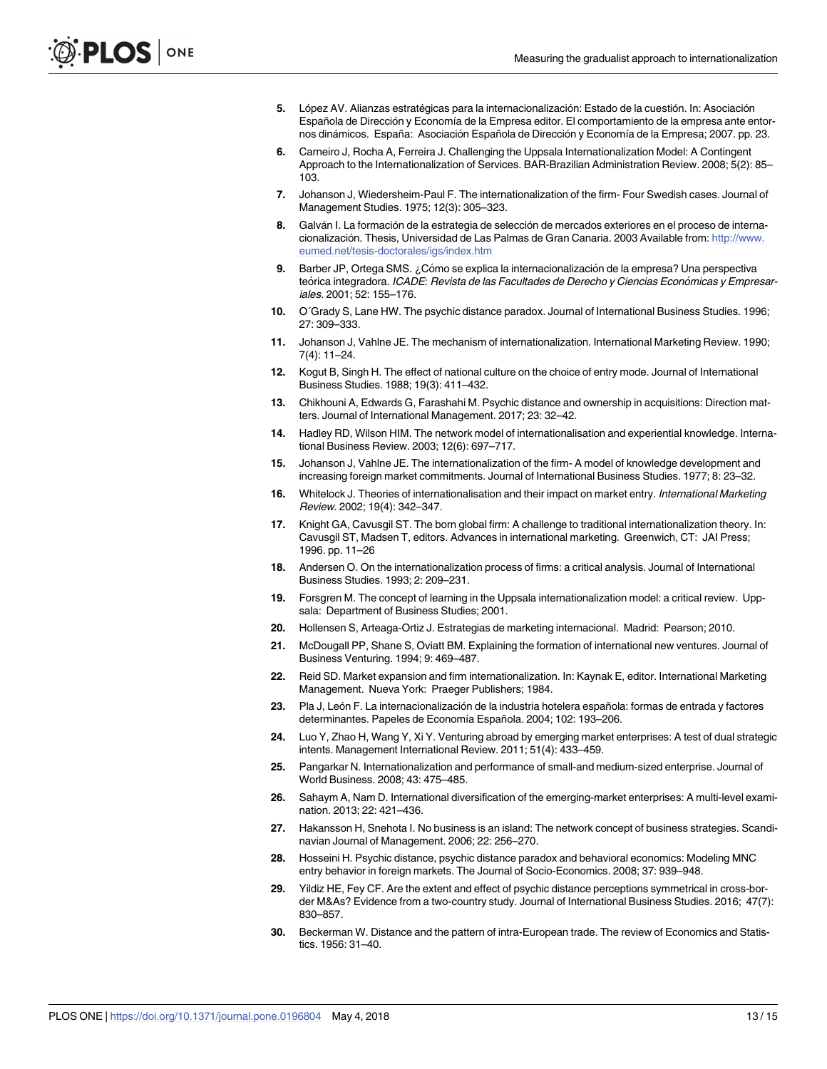5. López AV. Alianzas estratégicas para la internacionalización: Estado de la cuestión. In: Asociación Española de Dirección y Economía de la Empresa editor. El comportamiento de la empresa ante entornos dinámicos. España: Asociación Española de Dirección y Economía de la Empresa; 2007. pp. 23.
6. Carneiro J, Rocha A, Ferreira J. Challenging the Uppsala Internationalization Model: A Contingent Approach to the Internationalization of Services. BAR-Brazilian Administration Review. 2008; 5(2): 85–103.
7. Johanson J, Wiedersheim-Paul F. The internationalization of the firm- Four Swedish cases. Journal of Management Studies. 1975; 12(3): 305–323.
8. Galván I. La formación de la estrategia de selección de mercados exteriores en el proceso de internacionalización. Thesis, Universidad de Las Palmas de Gran Canaria. 2003 Available from: http://www.eumed.net/tesis-doctorales/igs/index.htm
9. Barber JP, Ortega SMS. ¿Cómo se explica la internacionalización de la empresa? Una perspectiva teórica integradora. *ICADE*: *Revista de las Facultades de Derecho y Ciencias Económicas y Empresariales*. 2001; 52: 155–176.
10. O´Grady S, Lane HW. The psychic distance paradox. Journal of International Business Studies. 1996; 27: 309–333.
11. Johanson J, Vahlne JE. The mechanism of internationalization. International Marketing Review. 1990; 7(4): 11–24.
12. Kogut B, Singh H. The effect of national culture on the choice of entry mode. Journal of International Business Studies. 1988; 19(3): 411–432.
13. Chikhouni A, Edwards G, Farashahi M. Psychic distance and ownership in acquisitions: Direction matters. Journal of International Management. 2017; 23: 32–42.
14. Hadley RD, Wilson HIM. The network model of internationalisation and experiential knowledge. International Business Review. 2003; 12(6): 697–717.
15. Johanson J, Vahlne JE. The internationalization of the firm- A model of knowledge development and increasing foreign market commitments. Journal of International Business Studies. 1977; 8: 23–32.
16. Whitelock J. Theories of internationalisation and their impact on market entry. *International Marketing Review*. 2002; 19(4): 342–347.
17. Knight GA, Cavusgil ST. The born global firm: A challenge to traditional internationalization theory. In: Cavusgil ST, Madsen T, editors. Advances in international marketing. Greenwich, CT: JAI Press; 1996. pp. 11–26
18. Andersen O. On the internationalization process of firms: a critical analysis. Journal of International Business Studies. 1993; 2: 209–231.
19. Forsgren M. The concept of learning in the Uppsala internationalization model: a critical review. Uppsala: Department of Business Studies; 2001.
20. Hollensen S, Arteaga-Ortiz J. Estrategias de marketing internacional. Madrid: Pearson; 2010.
21. McDougall PP, Shane S, Oviatt BM. Explaining the formation of international new ventures. Journal of Business Venturing. 1994; 9: 469–487.
22. Reid SD. Market expansion and firm internationalization. In: Kaynak E, editor. International Marketing Management. Nueva York: Praeger Publishers; 1984.
23. Pla J, León F. La internacionalización de la industria hotelera española: formas de entrada y factores determinantes. Papeles de Economía Española. 2004; 102: 193–206.
24. Luo Y, Zhao H, Wang Y, Xi Y. Venturing abroad by emerging market enterprises: A test of dual strategic intents. Management International Review. 2011; 51(4): 433–459.
25. Pangarkar N. Internationalization and performance of small-and medium-sized enterprise. Journal of World Business. 2008; 43: 475–485.
26. Sahaym A, Nam D. International diversification of the emerging-market enterprises: A multi-level examination. 2013; 22: 421–436.
27. Hakansson H, Snehota I. No business is an island: The network concept of business strategies. Scandinavian Journal of Management. 2006; 22: 256–270.
28. Hosseini H. Psychic distance, psychic distance paradox and behavioral economics: Modeling MNC entry behavior in foreign markets. The Journal of Socio-Economics. 2008; 37: 939–948.
29. Yildiz HE, Fey CF. Are the extent and effect of psychic distance perceptions symmetrical in cross-border M&As? Evidence from a two-country study. Journal of International Business Studies. 2016; 47(7): 830–857.
30. Beckerman W. Distance and the pattern of intra-European trade. The review of Economics and Statistics. 1956: 31–40.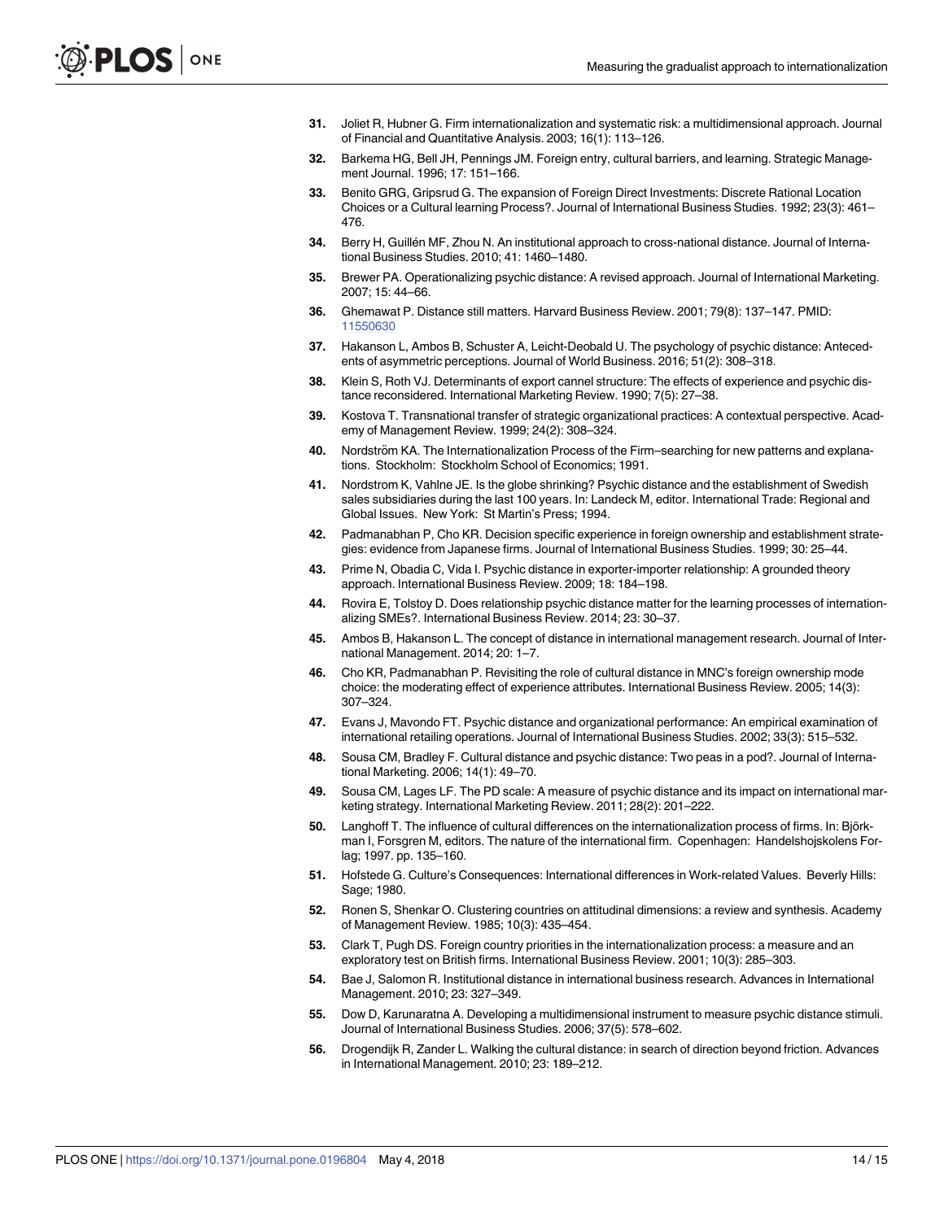31. Joliet R, Hubner G. Firm internationalization and systematic risk: a multidimensional approach. Journal of Financial and Quantitative Analysis. 2003; 16(1): 113–126.
32. Barkema HG, Bell JH, Pennings JM. Foreign entry, cultural barriers, and learning. Strategic Management Journal. 1996; 17: 151–166.
33. Benito GRG, Gripsrud G. The expansion of Foreign Direct Investments: Discrete Rational Location Choices or a Cultural learning Process?. Journal of International Business Studies. 1992; 23(3): 461–476.
34. Berry H, Guillén MF, Zhou N. An institutional approach to cross-national distance. Journal of International Business Studies. 2010; 41: 1460–1480.
35. Brewer PA. Operationalizing psychic distance: A revised approach. Journal of International Marketing. 2007; 15: 44–66.
36. Ghemawat P. Distance still matters. Harvard Business Review. 2001; 79(8): 137–147. PMID: 11550630
37. Hakanson L, Ambos B, Schuster A, Leicht-Deobald U. The psychology of psychic distance: Antecedents of asymmetric perceptions. Journal of World Business. 2016; 51(2): 308–318.
38. Klein S, Roth VJ. Determinants of export cannel structure: The effects of experience and psychic distance reconsidered. International Marketing Review. 1990; 7(5): 27–38.
39. Kostova T. Transnational transfer of strategic organizational practices: A contextual perspective. Academy of Management Review. 1999; 24(2): 308–324.
40. Nordström KA. The Internationalization Process of the Firm–searching for new patterns and explanations. Stockholm: Stockholm School of Economics; 1991.
41. Nordstrom K, Vahlne JE. Is the globe shrinking? Psychic distance and the establishment of Swedish sales subsidiaries during the last 100 years. In: Landeck M, editor. International Trade: Regional and Global Issues. New York: St Martin's Press; 1994.
42. Padmanabhan P, Cho KR. Decision specific experience in foreign ownership and establishment strategies: evidence from Japanese firms. Journal of International Business Studies. 1999; 30: 25–44.
43. Prime N, Obadia C, Vida I. Psychic distance in exporter-importer relationship: A grounded theory approach. International Business Review. 2009; 18: 184–198.
44. Rovira E, Tolstoy D. Does relationship psychic distance matter for the learning processes of internationalizing SMEs?. International Business Review. 2014; 23: 30–37.
45. Ambos B, Hakanson L. The concept of distance in international management research. Journal of International Management. 2014; 20: 1–7.
46. Cho KR, Padmanabhan P. Revisiting the role of cultural distance in MNC's foreign ownership mode choice: the moderating effect of experience attributes. International Business Review. 2005; 14(3): 307–324.
47. Evans J, Mavondo FT. Psychic distance and organizational performance: An empirical examination of international retailing operations. Journal of International Business Studies. 2002; 33(3): 515–532.
48. Sousa CM, Bradley F. Cultural distance and psychic distance: Two peas in a pod?. Journal of International Marketing. 2006; 14(1): 49–70.
49. Sousa CM, Lages LF. The PD scale: A measure of psychic distance and its impact on international marketing strategy. International Marketing Review. 2011; 28(2): 201–222.
50. Langhoff T. The influence of cultural differences on the internationalization process of firms. In: Björkman I, Forsgren M, editors. The nature of the international firm. Copenhagen: Handelshojskolens Forlag; 1997. pp. 135–160.
51. Hofstede G. Culture's Consequences: International differences in Work-related Values. Beverly Hills: Sage; 1980.
52. Ronen S, Shenkar O. Clustering countries on attitudinal dimensions: a review and synthesis. Academy of Management Review. 1985; 10(3): 435–454.
53. Clark T, Pugh DS. Foreign country priorities in the internationalization process: a measure and an exploratory test on British firms. International Business Review. 2001; 10(3): 285–303.
54. Bae J, Salomon R. Institutional distance in international business research. Advances in International Management. 2010; 23: 327–349.
55. Dow D, Karunaratna A. Developing a multidimensional instrument to measure psychic distance stimuli. Journal of International Business Studies. 2006; 37(5): 578–602.
56. Drogendijk R, Zander L. Walking the cultural distance: in search of direction beyond friction. Advances in International Management. 2010; 23: 189–212.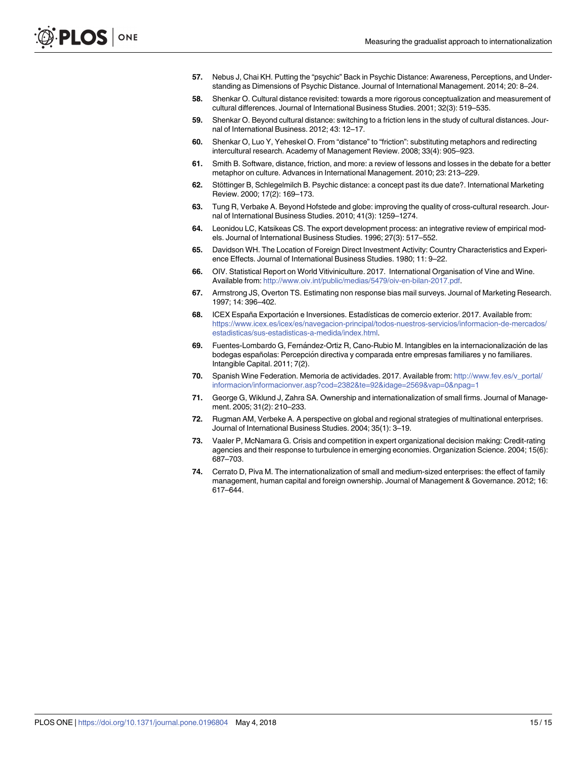57. Nebus J, Chai KH. Putting the "psychic" Back in Psychic Distance: Awareness, Perceptions, and Understanding as Dimensions of Psychic Distance. Journal of International Management. 2014; 20: 8–24.
58. Shenkar O. Cultural distance revisited: towards a more rigorous conceptualization and measurement of cultural differences. Journal of International Business Studies. 2001; 32(3): 519–535.
59. Shenkar O. Beyond cultural distance: switching to a friction lens in the study of cultural distances. Journal of International Business. 2012; 43: 12–17.
60. Shenkar O, Luo Y, Yeheskel O. From "distance" to "friction": substituting metaphors and redirecting intercultural research. Academy of Management Review. 2008; 33(4): 905–923.
61. Smith B. Software, distance, friction, and more: a review of lessons and losses in the debate for a better metaphor on culture. Advances in International Management. 2010; 23: 213–229.
62. Stöttinger B, Schlegelmilch B. Psychic distance: a concept past its due date?. International Marketing Review. 2000; 17(2): 169–173.
63. Tung R, Verbake A. Beyond Hofstede and globe: improving the quality of cross-cultural research. Journal of International Business Studies. 2010; 41(3): 1259–1274.
64. Leonidou LC, Katsikeas CS. The export development process: an integrative review of empirical models. Journal of International Business Studies. 1996; 27(3): 517–552.
65. Davidson WH. The Location of Foreign Direct Investment Activity: Country Characteristics and Experience Effects. Journal of International Business Studies. 1980; 11: 9–22.
66. OIV. Statistical Report on World Vitiviniculture. 2017. International Organisation of Vine and Wine. Available from: http://www.oiv.int/public/medias/5479/oiv-en-bilan-2017.pdf.
67. Armstrong JS, Overton TS. Estimating non response bias mail surveys. Journal of Marketing Research. 1997; 14: 396–402.
68. ICEX España Exportación e Inversiones. Estadísticas de comercio exterior. 2017. Available from: https://www.icex.es/icex/es/navegacion-principal/todos-nuestros-servicios/informacion-de-mercados/estadisticas/sus-estadisticas-a-medida/index.html.
69. Fuentes-Lombardo G, Fernández-Ortiz R, Cano-Rubio M. Intangibles en la internacionalización de las bodegas españolas: Percepción directiva y comparada entre empresas familiares y no familiares. Intangible Capital. 2011; 7(2).
70. Spanish Wine Federation. Memoria de actividades. 2017. Available from: http://www.fev.es/v_portal/informacion/informacionver.asp?cod=2382&te=92&idage=2569&vap=0&npag=1
71. George G, Wiklund J, Zahra SA. Ownership and internationalization of small firms. Journal of Management. 2005; 31(2): 210–233.
72. Rugman AM, Verbeke A. A perspective on global and regional strategies of multinational enterprises. Journal of International Business Studies. 2004; 35(1): 3–19.
73. Vaaler P, McNamara G. Crisis and competition in expert organizational decision making: Credit-rating agencies and their response to turbulence in emerging economies. Organization Science. 2004; 15(6): 687–703.
74. Cerrato D, Piva M. The internationalization of small and medium-sized enterprises: the effect of family management, human capital and foreign ownership. Journal of Management & Governance. 2012; 16: 617–644.